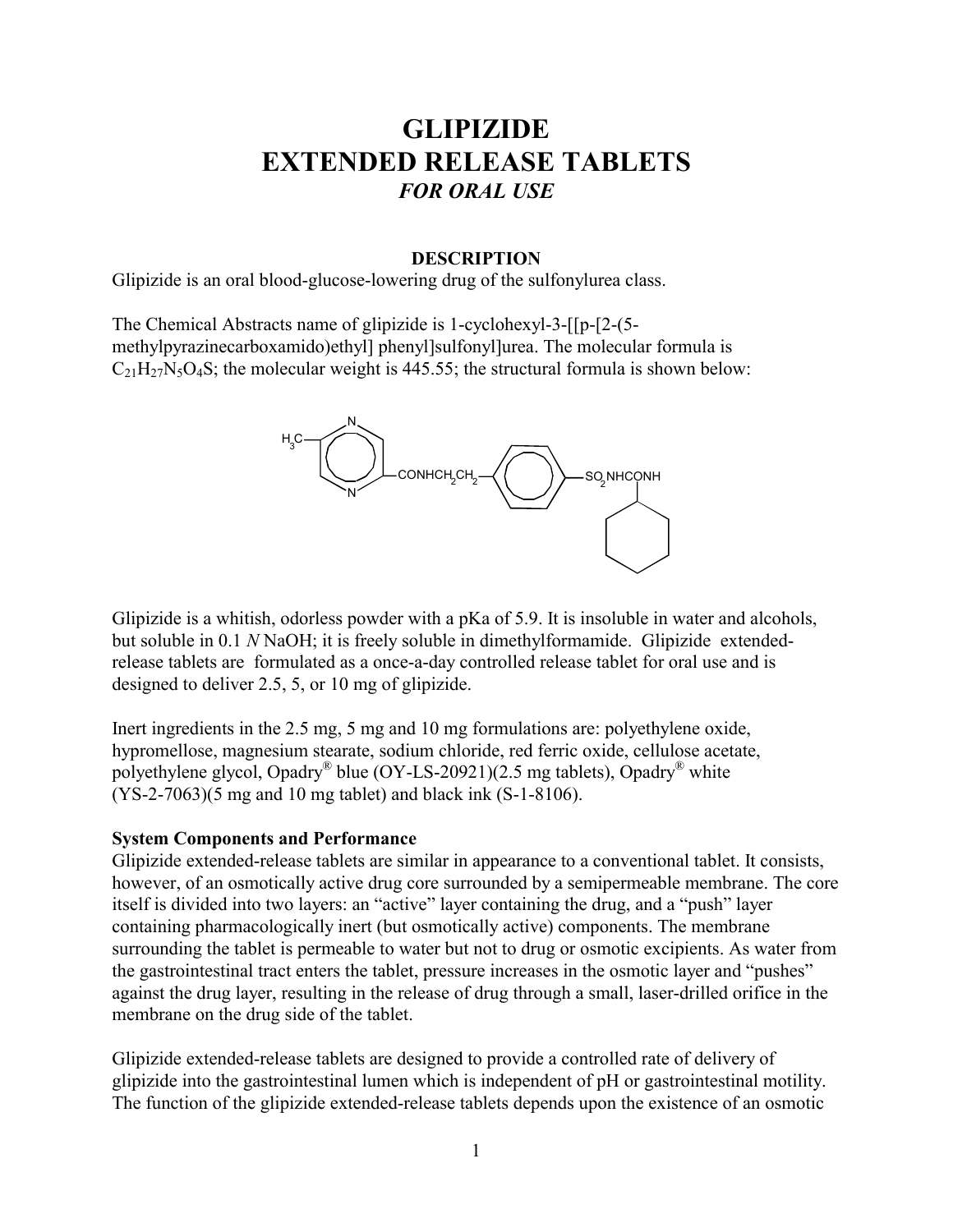# GLIPIZIDE
# EXTENDED RELEASE TABLETS
### *FOR ORAL USE*

## DESCRIPTION

Glipizide is an oral blood-glucose-lowering drug of the sulfonylurea class.

The Chemical Abstracts name of glipizide is 1-cyclohexyl-3-[[p-[2-(5-methylpyrazinecarboxamido)ethyl] phenyl]sulfonyl]urea. The molecular formula is $C_{21}H_{27}N_5O_4S$; the molecular weight is 445.55; the structural formula is shown below:

Glipizide is a whitish, odorless powder with a pKa of 5.9. It is insoluble in water and alcohols, but soluble in 0.1 *N* NaOH; it is freely soluble in dimethylformamide. Glipizide extended-release tablets are formulated as a once-a-day controlled release tablet for oral use and is designed to deliver 2.5, 5, or 10 mg of glipizide.

Inert ingredients in the 2.5 mg, 5 mg and 10 mg formulations are: polyethylene oxide, hypromellose, magnesium stearate, sodium chloride, red ferric oxide, cellulose acetate, polyethylene glycol, Opadry® blue (OY-LS-20921)(2.5 mg tablets), Opadry® white (YS-2-7063)(5 mg and 10 mg tablet) and black ink (S-1-8106).

**System Components and Performance**

Glipizide extended-release tablets are similar in appearance to a conventional tablet. It consists, however, of an osmotically active drug core surrounded by a semipermeable membrane. The core itself is divided into two layers: an "active" layer containing the drug, and a "push" layer containing pharmacologically inert (but osmotically active) components. The membrane surrounding the tablet is permeable to water but not to drug or osmotic excipients. As water from the gastrointestinal tract enters the tablet, pressure increases in the osmotic layer and "pushes" against the drug layer, resulting in the release of drug through a small, laser-drilled orifice in the membrane on the drug side of the tablet.

Glipizide extended-release tablets are designed to provide a controlled rate of delivery of glipizide into the gastrointestinal lumen which is independent of pH or gastrointestinal motility. The function of the glipizide extended-release tablets depends upon the existence of an osmotic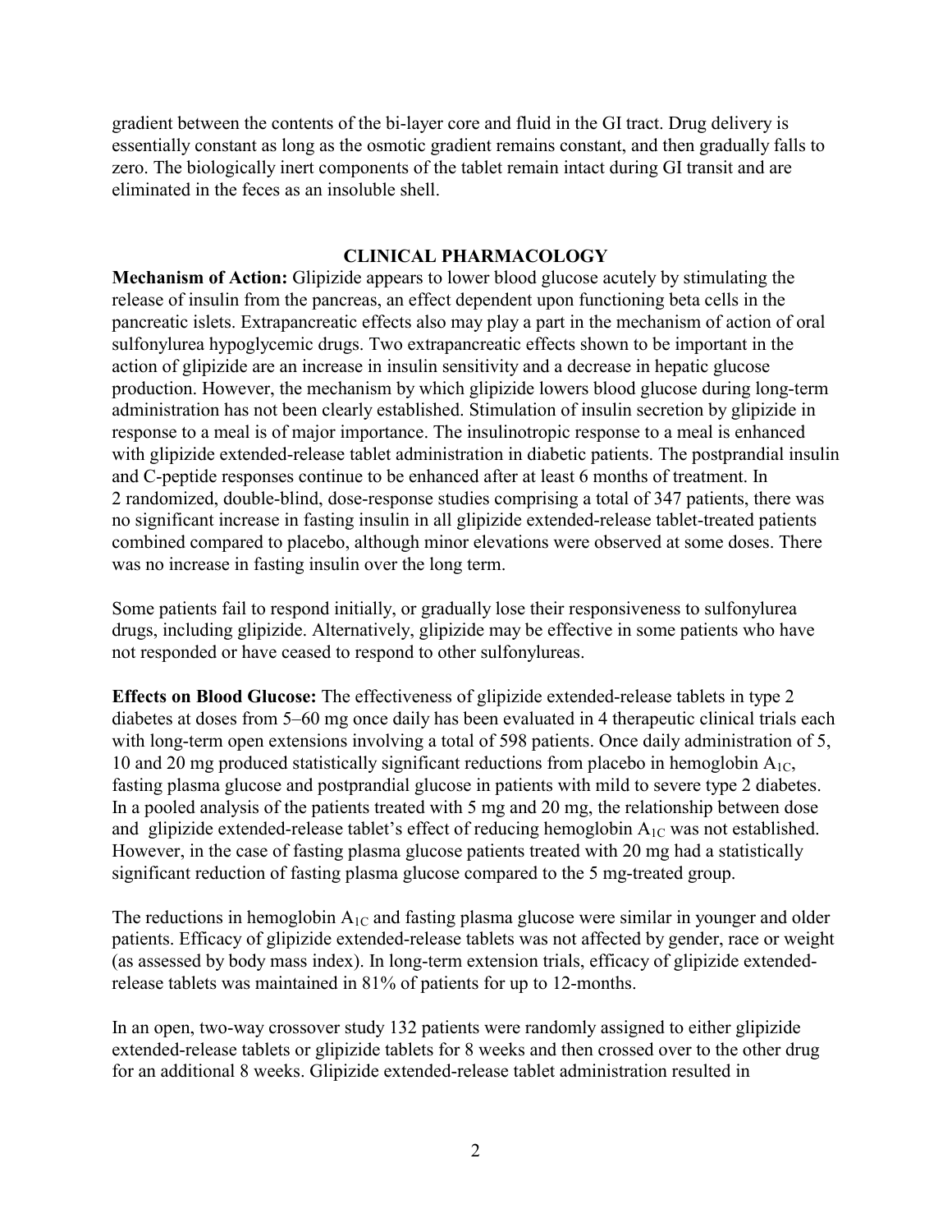gradient between the contents of the bi-layer core and fluid in the GI tract. Drug delivery is essentially constant as long as the osmotic gradient remains constant, and then gradually falls to zero. The biologically inert components of the tablet remain intact during GI transit and are eliminated in the feces as an insoluble shell.

## CLINICAL PHARMACOLOGY

**Mechanism of Action:** Glipizide appears to lower blood glucose acutely by stimulating the release of insulin from the pancreas, an effect dependent upon functioning beta cells in the pancreatic islets. Extrapancreatic effects also may play a part in the mechanism of action of oral sulfonylurea hypoglycemic drugs. Two extrapancreatic effects shown to be important in the action of glipizide are an increase in insulin sensitivity and a decrease in hepatic glucose production. However, the mechanism by which glipizide lowers blood glucose during long-term administration has not been clearly established. Stimulation of insulin secretion by glipizide in response to a meal is of major importance. The insulinotropic response to a meal is enhanced with glipizide extended-release tablet administration in diabetic patients. The postprandial insulin and C-peptide responses continue to be enhanced after at least 6 months of treatment. In 2 randomized, double-blind, dose-response studies comprising a total of 347 patients, there was no significant increase in fasting insulin in all glipizide extended-release tablet-treated patients combined compared to placebo, although minor elevations were observed at some doses. There was no increase in fasting insulin over the long term.

Some patients fail to respond initially, or gradually lose their responsiveness to sulfonylurea drugs, including glipizide. Alternatively, glipizide may be effective in some patients who have not responded or have ceased to respond to other sulfonylureas.

**Effects on Blood Glucose:** The effectiveness of glipizide extended-release tablets in type 2 diabetes at doses from 5–60 mg once daily has been evaluated in 4 therapeutic clinical trials each with long-term open extensions involving a total of 598 patients. Once daily administration of 5, 10 and 20 mg produced statistically significant reductions from placebo in hemoglobin $A_{1C}$, fasting plasma glucose and postprandial glucose in patients with mild to severe type 2 diabetes. In a pooled analysis of the patients treated with 5 mg and 20 mg, the relationship between dose and glipizide extended-release tablet's effect of reducing hemoglobin $A_{1C}$ was not established. However, in the case of fasting plasma glucose patients treated with 20 mg had a statistically significant reduction of fasting plasma glucose compared to the 5 mg-treated group.

The reductions in hemoglobin $A_{1C}$ and fasting plasma glucose were similar in younger and older patients. Efficacy of glipizide extended-release tablets was not affected by gender, race or weight (as assessed by body mass index). In long-term extension trials, efficacy of glipizide extended-release tablets was maintained in 81% of patients for up to 12-months.

In an open, two-way crossover study 132 patients were randomly assigned to either glipizide extended-release tablets or glipizide tablets for 8 weeks and then crossed over to the other drug for an additional 8 weeks. Glipizide extended-release tablet administration resulted in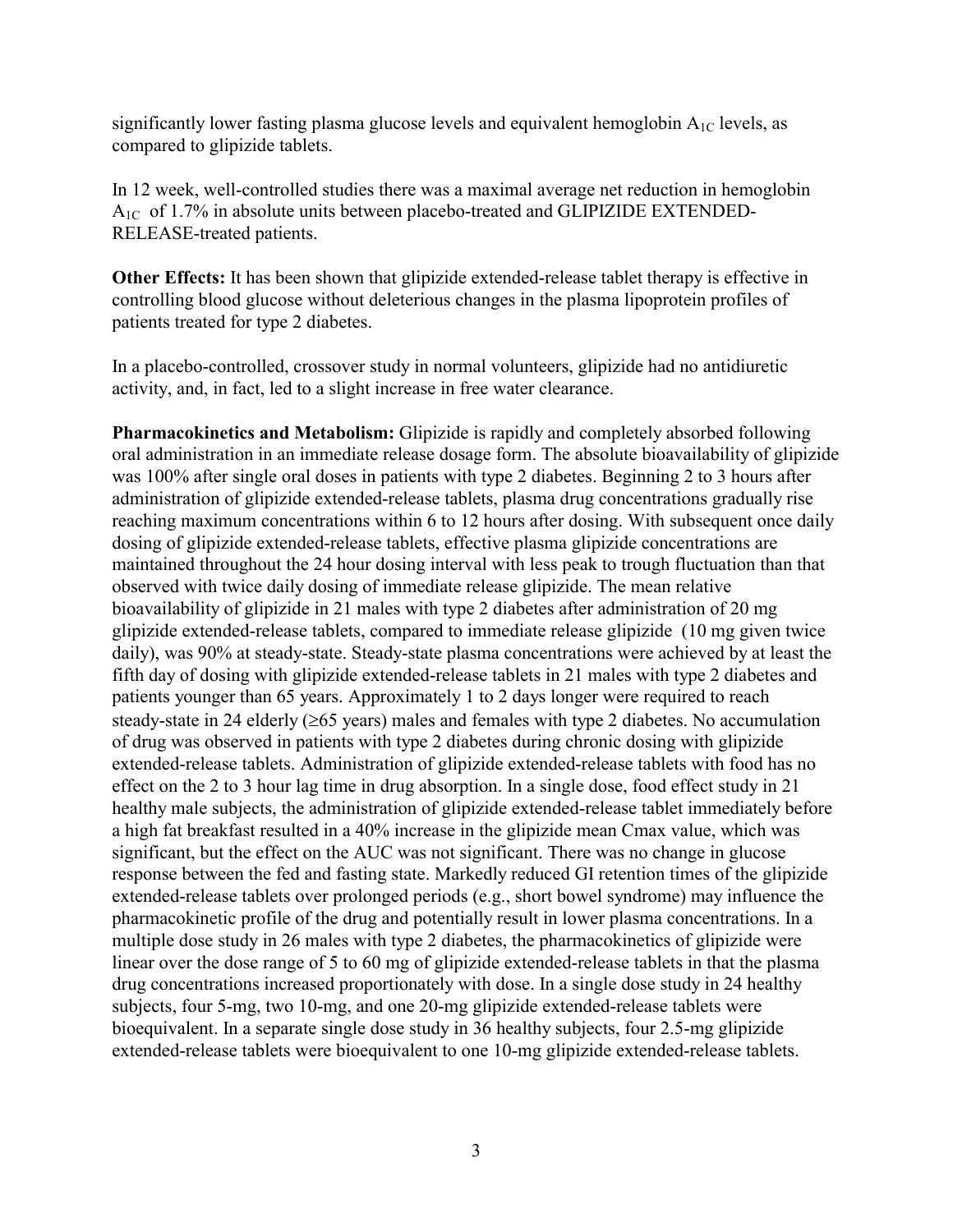significantly lower fasting plasma glucose levels and equivalent hemoglobin $A_{1C}$ levels, as compared to glipizide tablets.

In 12 week, well-controlled studies there was a maximal average net reduction in hemoglobin $A_{1C}$ of 1.7% in absolute units between placebo-treated and GLIPIZIDE EXTENDED-RELEASE-treated patients.

**Other Effects:** It has been shown that glipizide extended-release tablet therapy is effective in controlling blood glucose without deleterious changes in the plasma lipoprotein profiles of patients treated for type 2 diabetes.

In a placebo-controlled, crossover study in normal volunteers, glipizide had no antidiuretic activity, and, in fact, led to a slight increase in free water clearance.

**Pharmacokinetics and Metabolism:** Glipizide is rapidly and completely absorbed following oral administration in an immediate release dosage form. The absolute bioavailability of glipizide was 100% after single oral doses in patients with type 2 diabetes. Beginning 2 to 3 hours after administration of glipizide extended-release tablets, plasma drug concentrations gradually rise reaching maximum concentrations within 6 to 12 hours after dosing. With subsequent once daily dosing of glipizide extended-release tablets, effective plasma glipizide concentrations are maintained throughout the 24 hour dosing interval with less peak to trough fluctuation than that observed with twice daily dosing of immediate release glipizide. The mean relative bioavailability of glipizide in 21 males with type 2 diabetes after administration of 20 mg glipizide extended-release tablets, compared to immediate release glipizide (10 mg given twice daily), was 90% at steady-state. Steady-state plasma concentrations were achieved by at least the fifth day of dosing with glipizide extended-release tablets in 21 males with type 2 diabetes and patients younger than 65 years. Approximately 1 to 2 days longer were required to reach steady-state in 24 elderly (≥65 years) males and females with type 2 diabetes. No accumulation of drug was observed in patients with type 2 diabetes during chronic dosing with glipizide extended-release tablets. Administration of glipizide extended-release tablets with food has no effect on the 2 to 3 hour lag time in drug absorption. In a single dose, food effect study in 21 healthy male subjects, the administration of glipizide extended-release tablet immediately before a high fat breakfast resulted in a 40% increase in the glipizide mean Cmax value, which was significant, but the effect on the AUC was not significant. There was no change in glucose response between the fed and fasting state. Markedly reduced GI retention times of the glipizide extended-release tablets over prolonged periods (e.g., short bowel syndrome) may influence the pharmacokinetic profile of the drug and potentially result in lower plasma concentrations. In a multiple dose study in 26 males with type 2 diabetes, the pharmacokinetics of glipizide were linear over the dose range of 5 to 60 mg of glipizide extended-release tablets in that the plasma drug concentrations increased proportionately with dose. In a single dose study in 24 healthy subjects, four 5-mg, two 10-mg, and one 20-mg glipizide extended-release tablets were bioequivalent. In a separate single dose study in 36 healthy subjects, four 2.5-mg glipizide extended-release tablets were bioequivalent to one 10-mg glipizide extended-release tablets.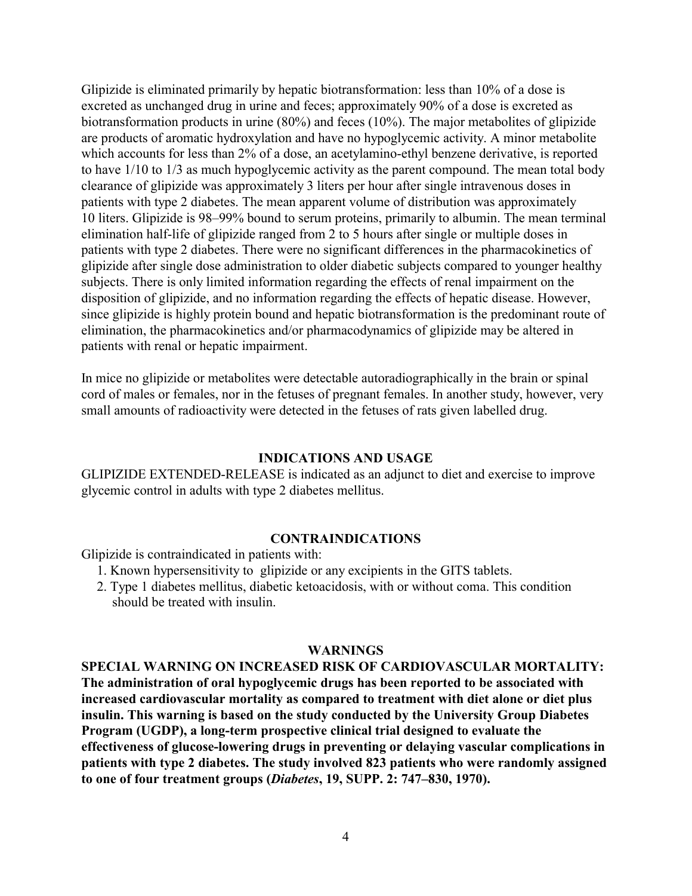Glipizide is eliminated primarily by hepatic biotransformation: less than 10% of a dose is excreted as unchanged drug in urine and feces; approximately 90% of a dose is excreted as biotransformation products in urine (80%) and feces (10%). The major metabolites of glipizide are products of aromatic hydroxylation and have no hypoglycemic activity. A minor metabolite which accounts for less than 2% of a dose, an acetylamino-ethyl benzene derivative, is reported to have 1/10 to 1/3 as much hypoglycemic activity as the parent compound. The mean total body clearance of glipizide was approximately 3 liters per hour after single intravenous doses in patients with type 2 diabetes. The mean apparent volume of distribution was approximately 10 liters. Glipizide is 98–99% bound to serum proteins, primarily to albumin. The mean terminal elimination half-life of glipizide ranged from 2 to 5 hours after single or multiple doses in patients with type 2 diabetes. There were no significant differences in the pharmacokinetics of glipizide after single dose administration to older diabetic subjects compared to younger healthy subjects. There is only limited information regarding the effects of renal impairment on the disposition of glipizide, and no information regarding the effects of hepatic disease. However, since glipizide is highly protein bound and hepatic biotransformation is the predominant route of elimination, the pharmacokinetics and/or pharmacodynamics of glipizide may be altered in patients with renal or hepatic impairment.

In mice no glipizide or metabolites were detectable autoradiographically in the brain or spinal cord of males or females, nor in the fetuses of pregnant females. In another study, however, very small amounts of radioactivity were detected in the fetuses of rats given labelled drug.

## INDICATIONS AND USAGE

GLIPIZIDE EXTENDED-RELEASE is indicated as an adjunct to diet and exercise to improve glycemic control in adults with type 2 diabetes mellitus.

## CONTRAINDICATIONS

Glipizide is contraindicated in patients with:

1. Known hypersensitivity to glipizide or any excipients in the GITS tablets.
2. Type 1 diabetes mellitus, diabetic ketoacidosis, with or without coma. This condition should be treated with insulin.

## WARNINGS

**SPECIAL WARNING ON INCREASED RISK OF CARDIOVASCULAR MORTALITY: The administration of oral hypoglycemic drugs has been reported to be associated with increased cardiovascular mortality as compared to treatment with diet alone or diet plus insulin. This warning is based on the study conducted by the University Group Diabetes Program (UGDP), a long-term prospective clinical trial designed to evaluate the effectiveness of glucose-lowering drugs in preventing or delaying vascular complications in patients with type 2 diabetes. The study involved 823 patients who were randomly assigned to one of four treatment groups (*Diabetes*, 19, SUPP. 2: 747–830, 1970).**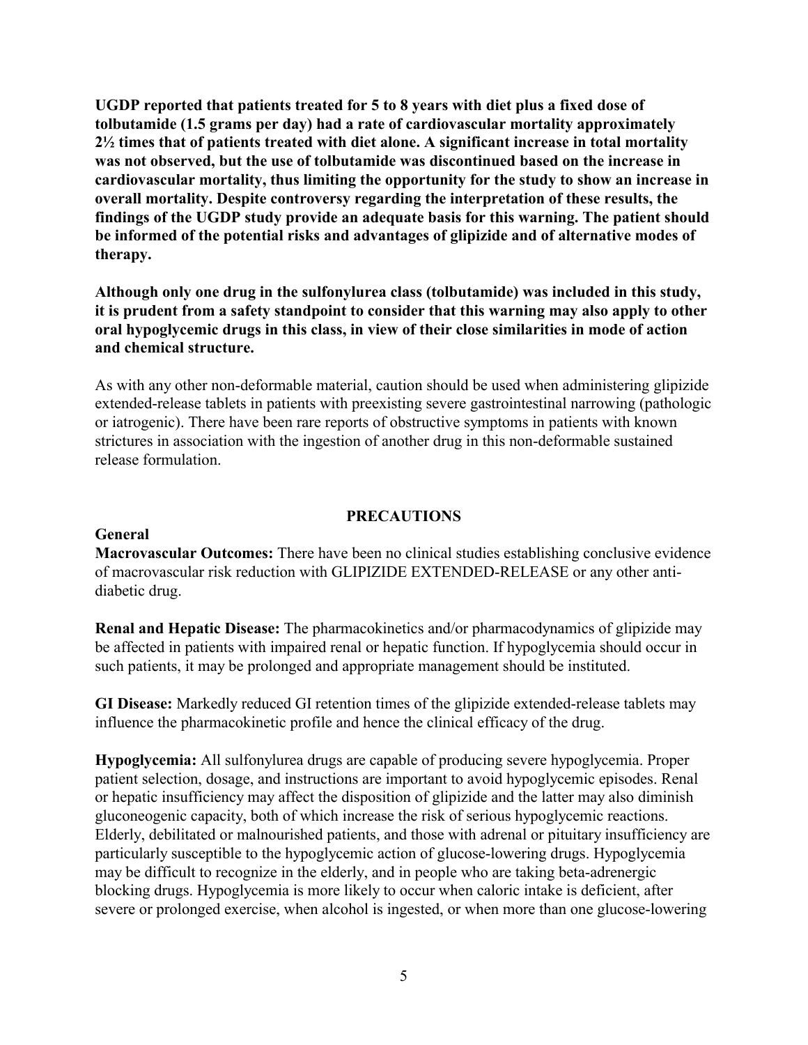**UGDP reported that patients treated for 5 to 8 years with diet plus a fixed dose of tolbutamide (1.5 grams per day) had a rate of cardiovascular mortality approximately 2½ times that of patients treated with diet alone. A significant increase in total mortality was not observed, but the use of tolbutamide was discontinued based on the increase in cardiovascular mortality, thus limiting the opportunity for the study to show an increase in overall mortality. Despite controversy regarding the interpretation of these results, the findings of the UGDP study provide an adequate basis for this warning. The patient should be informed of the potential risks and advantages of glipizide and of alternative modes of therapy.**

**Although only one drug in the sulfonylurea class (tolbutamide) was included in this study, it is prudent from a safety standpoint to consider that this warning may also apply to other oral hypoglycemic drugs in this class, in view of their close similarities in mode of action and chemical structure.**

As with any other non-deformable material, caution should be used when administering glipizide extended-release tablets in patients with preexisting severe gastrointestinal narrowing (pathologic or iatrogenic). There have been rare reports of obstructive symptoms in patients with known strictures in association with the ingestion of another drug in this non-deformable sustained release formulation.

## PRECAUTIONS

### General

**Macrovascular Outcomes:** There have been no clinical studies establishing conclusive evidence of macrovascular risk reduction with GLIPIZIDE EXTENDED-RELEASE or any other anti-diabetic drug.

**Renal and Hepatic Disease:** The pharmacokinetics and/or pharmacodynamics of glipizide may be affected in patients with impaired renal or hepatic function. If hypoglycemia should occur in such patients, it may be prolonged and appropriate management should be instituted.

**GI Disease:** Markedly reduced GI retention times of the glipizide extended-release tablets may influence the pharmacokinetic profile and hence the clinical efficacy of the drug.

**Hypoglycemia:** All sulfonylurea drugs are capable of producing severe hypoglycemia. Proper patient selection, dosage, and instructions are important to avoid hypoglycemic episodes. Renal or hepatic insufficiency may affect the disposition of glipizide and the latter may also diminish gluconeogenic capacity, both of which increase the risk of serious hypoglycemic reactions. Elderly, debilitated or malnourished patients, and those with adrenal or pituitary insufficiency are particularly susceptible to the hypoglycemic action of glucose-lowering drugs. Hypoglycemia may be difficult to recognize in the elderly, and in people who are taking beta-adrenergic blocking drugs. Hypoglycemia is more likely to occur when caloric intake is deficient, after severe or prolonged exercise, when alcohol is ingested, or when more than one glucose-lowering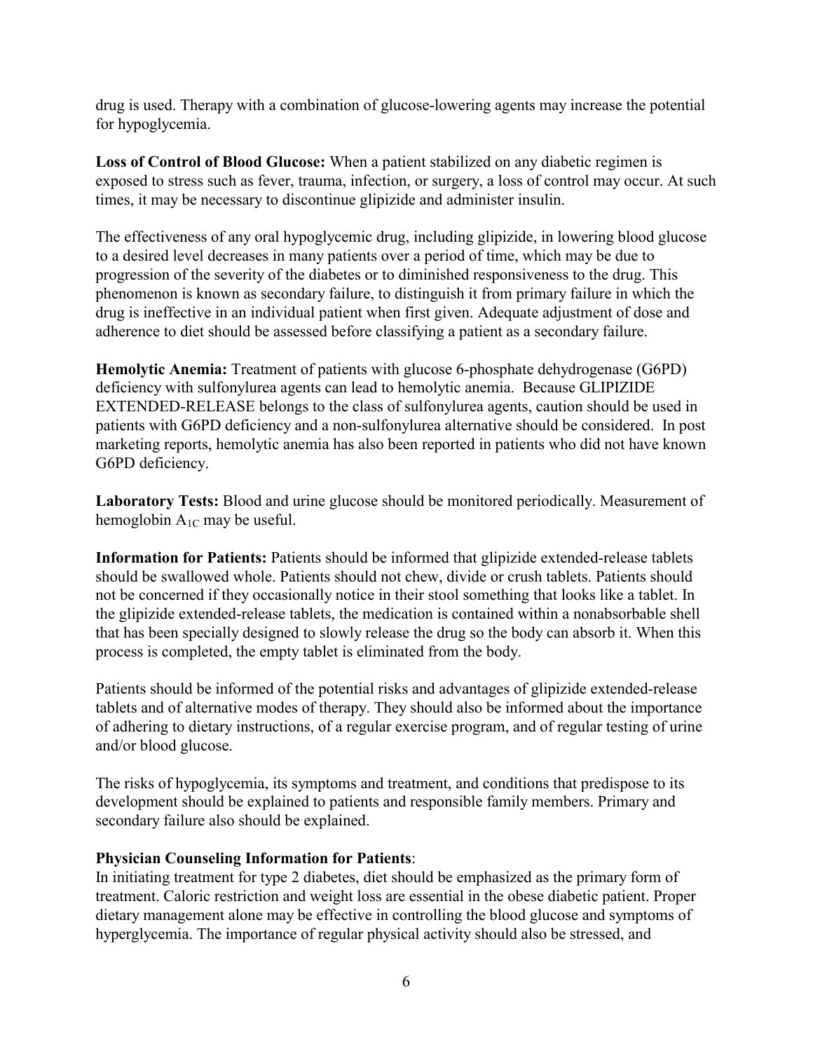drug is used. Therapy with a combination of glucose-lowering agents may increase the potential for hypoglycemia.

**Loss of Control of Blood Glucose:** When a patient stabilized on any diabetic regimen is exposed to stress such as fever, trauma, infection, or surgery, a loss of control may occur. At such times, it may be necessary to discontinue glipizide and administer insulin.

The effectiveness of any oral hypoglycemic drug, including glipizide, in lowering blood glucose to a desired level decreases in many patients over a period of time, which may be due to progression of the severity of the diabetes or to diminished responsiveness to the drug. This phenomenon is known as secondary failure, to distinguish it from primary failure in which the drug is ineffective in an individual patient when first given. Adequate adjustment of dose and adherence to diet should be assessed before classifying a patient as a secondary failure.

**Hemolytic Anemia:** Treatment of patients with glucose 6-phosphate dehydrogenase (G6PD) deficiency with sulfonylurea agents can lead to hemolytic anemia. Because GLIPIZIDE EXTENDED-RELEASE belongs to the class of sulfonylurea agents, caution should be used in patients with G6PD deficiency and a non-sulfonylurea alternative should be considered. In post marketing reports, hemolytic anemia has also been reported in patients who did not have known G6PD deficiency.

**Laboratory Tests:** Blood and urine glucose should be monitored periodically. Measurement of hemoglobin $A_{1C}$ may be useful.

**Information for Patients:** Patients should be informed that glipizide extended-release tablets should be swallowed whole. Patients should not chew, divide or crush tablets. Patients should not be concerned if they occasionally notice in their stool something that looks like a tablet. In the glipizide extended-release tablets, the medication is contained within a nonabsorbable shell that has been specially designed to slowly release the drug so the body can absorb it. When this process is completed, the empty tablet is eliminated from the body.

Patients should be informed of the potential risks and advantages of glipizide extended-release tablets and of alternative modes of therapy. They should also be informed about the importance of adhering to dietary instructions, of a regular exercise program, and of regular testing of urine and/or blood glucose.

The risks of hypoglycemia, its symptoms and treatment, and conditions that predispose to its development should be explained to patients and responsible family members. Primary and secondary failure also should be explained.

**Physician Counseling Information for Patients**:
In initiating treatment for type 2 diabetes, diet should be emphasized as the primary form of treatment. Caloric restriction and weight loss are essential in the obese diabetic patient. Proper dietary management alone may be effective in controlling the blood glucose and symptoms of hyperglycemia. The importance of regular physical activity should also be stressed, and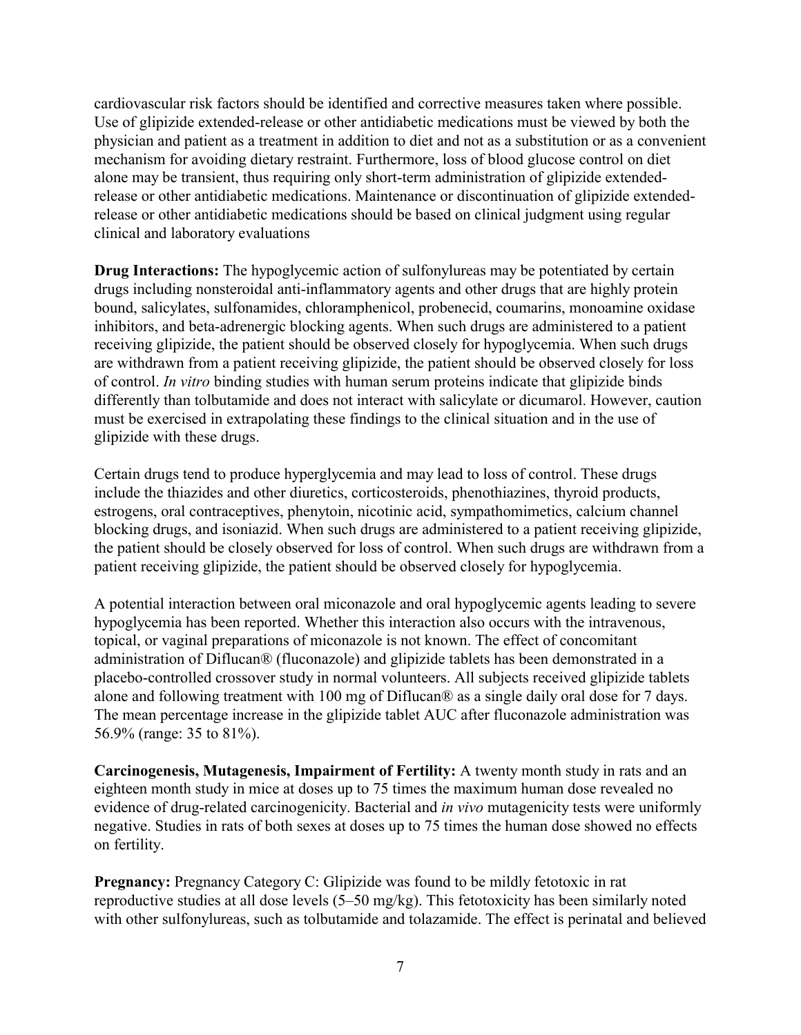cardiovascular risk factors should be identified and corrective measures taken where possible. Use of glipizide extended-release or other antidiabetic medications must be viewed by both the physician and patient as a treatment in addition to diet and not as a substitution or as a convenient mechanism for avoiding dietary restraint. Furthermore, loss of blood glucose control on diet alone may be transient, thus requiring only short-term administration of glipizide extended-release or other antidiabetic medications. Maintenance or discontinuation of glipizide extended-release or other antidiabetic medications should be based on clinical judgment using regular clinical and laboratory evaluations

**Drug Interactions:** The hypoglycemic action of sulfonylureas may be potentiated by certain drugs including nonsteroidal anti-inflammatory agents and other drugs that are highly protein bound, salicylates, sulfonamides, chloramphenicol, probenecid, coumarins, monoamine oxidase inhibitors, and beta-adrenergic blocking agents. When such drugs are administered to a patient receiving glipizide, the patient should be observed closely for hypoglycemia. When such drugs are withdrawn from a patient receiving glipizide, the patient should be observed closely for loss of control. *In vitro* binding studies with human serum proteins indicate that glipizide binds differently than tolbutamide and does not interact with salicylate or dicumarol. However, caution must be exercised in extrapolating these findings to the clinical situation and in the use of glipizide with these drugs.

Certain drugs tend to produce hyperglycemia and may lead to loss of control. These drugs include the thiazides and other diuretics, corticosteroids, phenothiazines, thyroid products, estrogens, oral contraceptives, phenytoin, nicotinic acid, sympathomimetics, calcium channel blocking drugs, and isoniazid. When such drugs are administered to a patient receiving glipizide, the patient should be closely observed for loss of control. When such drugs are withdrawn from a patient receiving glipizide, the patient should be observed closely for hypoglycemia.

A potential interaction between oral miconazole and oral hypoglycemic agents leading to severe hypoglycemia has been reported. Whether this interaction also occurs with the intravenous, topical, or vaginal preparations of miconazole is not known. The effect of concomitant administration of Diflucan® (fluconazole) and glipizide tablets has been demonstrated in a placebo-controlled crossover study in normal volunteers. All subjects received glipizide tablets alone and following treatment with 100 mg of Diflucan® as a single daily oral dose for 7 days. The mean percentage increase in the glipizide tablet AUC after fluconazole administration was 56.9% (range: 35 to 81%).

**Carcinogenesis, Mutagenesis, Impairment of Fertility:** A twenty month study in rats and an eighteen month study in mice at doses up to 75 times the maximum human dose revealed no evidence of drug-related carcinogenicity. Bacterial and *in vivo* mutagenicity tests were uniformly negative. Studies in rats of both sexes at doses up to 75 times the human dose showed no effects on fertility.

**Pregnancy:** Pregnancy Category C: Glipizide was found to be mildly fetotoxic in rat reproductive studies at all dose levels (5–50 mg/kg). This fetotoxicity has been similarly noted with other sulfonylureas, such as tolbutamide and tolazamide. The effect is perinatal and believed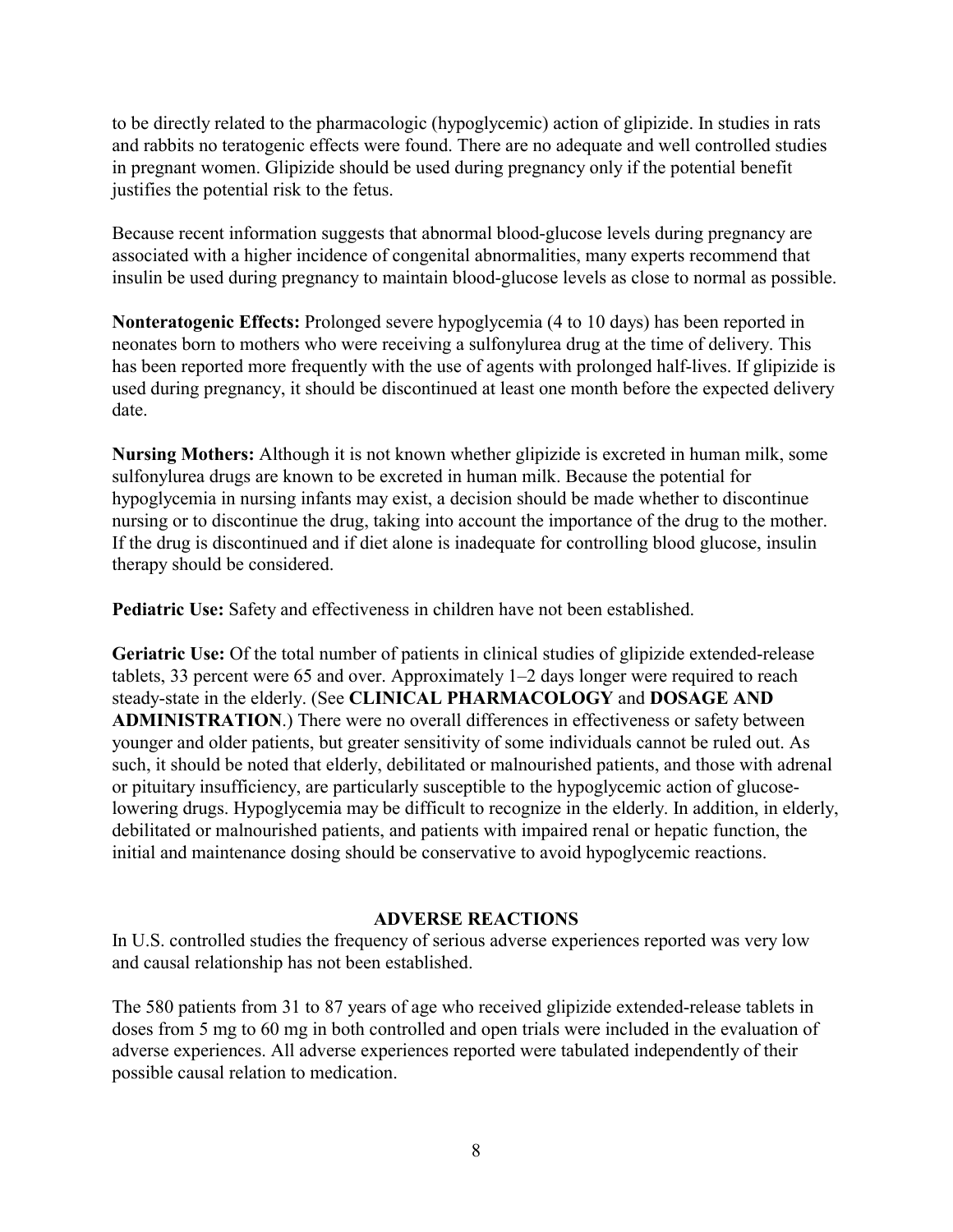to be directly related to the pharmacologic (hypoglycemic) action of glipizide. In studies in rats and rabbits no teratogenic effects were found. There are no adequate and well controlled studies in pregnant women. Glipizide should be used during pregnancy only if the potential benefit justifies the potential risk to the fetus.

Because recent information suggests that abnormal blood-glucose levels during pregnancy are associated with a higher incidence of congenital abnormalities, many experts recommend that insulin be used during pregnancy to maintain blood-glucose levels as close to normal as possible.

**Nonteratogenic Effects:** Prolonged severe hypoglycemia (4 to 10 days) has been reported in neonates born to mothers who were receiving a sulfonylurea drug at the time of delivery. This has been reported more frequently with the use of agents with prolonged half-lives. If glipizide is used during pregnancy, it should be discontinued at least one month before the expected delivery date.

**Nursing Mothers:** Although it is not known whether glipizide is excreted in human milk, some sulfonylurea drugs are known to be excreted in human milk. Because the potential for hypoglycemia in nursing infants may exist, a decision should be made whether to discontinue nursing or to discontinue the drug, taking into account the importance of the drug to the mother. If the drug is discontinued and if diet alone is inadequate for controlling blood glucose, insulin therapy should be considered.

**Pediatric Use:** Safety and effectiveness in children have not been established.

**Geriatric Use:** Of the total number of patients in clinical studies of glipizide extended-release tablets, 33 percent were 65 and over. Approximately 1–2 days longer were required to reach steady-state in the elderly. (See **CLINICAL PHARMACOLOGY** and **DOSAGE AND ADMINISTRATION**.) There were no overall differences in effectiveness or safety between younger and older patients, but greater sensitivity of some individuals cannot be ruled out. As such, it should be noted that elderly, debilitated or malnourished patients, and those with adrenal or pituitary insufficiency, are particularly susceptible to the hypoglycemic action of glucose-lowering drugs. Hypoglycemia may be difficult to recognize in the elderly. In addition, in elderly, debilitated or malnourished patients, and patients with impaired renal or hepatic function, the initial and maintenance dosing should be conservative to avoid hypoglycemic reactions.

## ADVERSE REACTIONS

In U.S. controlled studies the frequency of serious adverse experiences reported was very low and causal relationship has not been established.

The 580 patients from 31 to 87 years of age who received glipizide extended-release tablets in doses from 5 mg to 60 mg in both controlled and open trials were included in the evaluation of adverse experiences. All adverse experiences reported were tabulated independently of their possible causal relation to medication.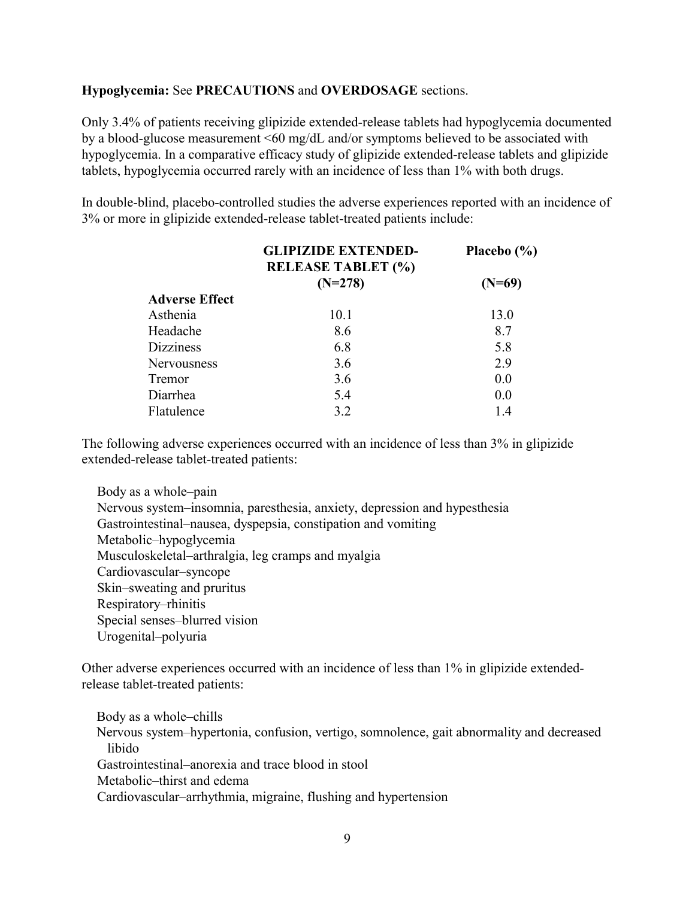**Hypoglycemia:** See **PRECAUTIONS** and **OVERDOSAGE** sections.

Only 3.4% of patients receiving glipizide extended-release tablets had hypoglycemia documented by a blood-glucose measurement <60 mg/dL and/or symptoms believed to be associated with hypoglycemia. In a comparative efficacy study of glipizide extended-release tablets and glipizide tablets, hypoglycemia occurred rarely with an incidence of less than 1% with both drugs.

In double-blind, placebo-controlled studies the adverse experiences reported with an incidence of 3% or more in glipizide extended-release tablet-treated patients include:

| | **GLIPIZIDE EXTENDED-RELEASE TABLET (%) (N=278)** | **Placebo (%) (N=69)** |
|---|---|---|
| **Adverse Effect** | | |
| Asthenia | 10.1 | 13.0 |
| Headache | 8.6 | 8.7 |
| Dizziness | 6.8 | 5.8 |
| Nervousness | 3.6 | 2.9 |
| Tremor | 3.6 | 0.0 |
| Diarrhea | 5.4 | 0.0 |
| Flatulence | 3.2 | 1.4 |

The following adverse experiences occurred with an incidence of less than 3% in glipizide extended-release tablet-treated patients:

Body as a whole–pain
Nervous system–insomnia, paresthesia, anxiety, depression and hypesthesia
Gastrointestinal–nausea, dyspepsia, constipation and vomiting
Metabolic–hypoglycemia
Musculoskeletal–arthralgia, leg cramps and myalgia
Cardiovascular–syncope
Skin–sweating and pruritus
Respiratory–rhinitis
Special senses–blurred vision
Urogenital–polyuria

Other adverse experiences occurred with an incidence of less than 1% in glipizide extended-release tablet-treated patients:

Body as a whole–chills
Nervous system–hypertonia, confusion, vertigo, somnolence, gait abnormality and decreased libido
Gastrointestinal–anorexia and trace blood in stool
Metabolic–thirst and edema
Cardiovascular–arrhythmia, migraine, flushing and hypertension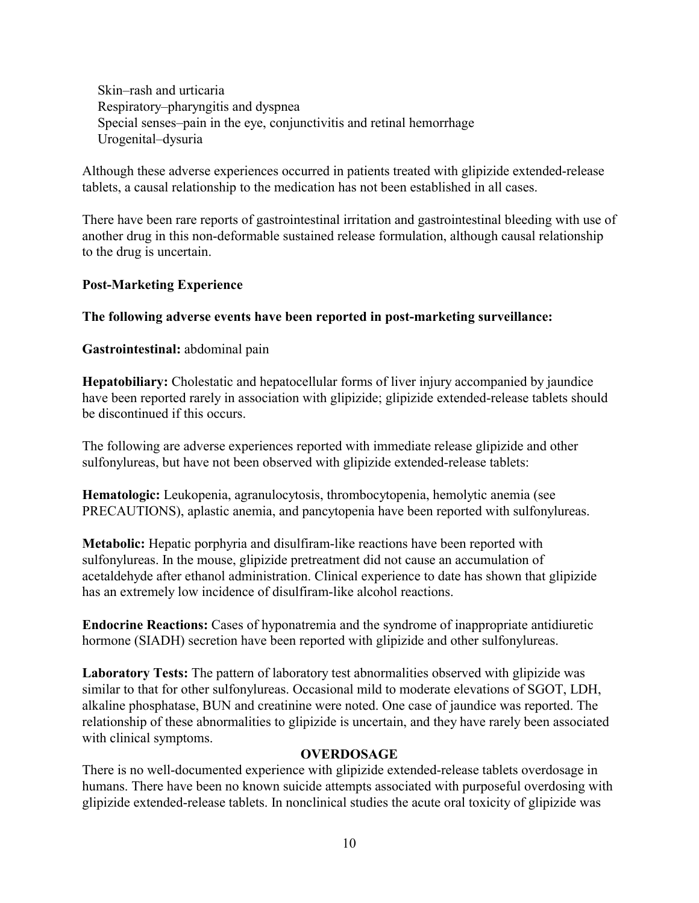Skin–rash and urticaria
Respiratory–pharyngitis and dyspnea
Special senses–pain in the eye, conjunctivitis and retinal hemorrhage
Urogenital–dysuria

Although these adverse experiences occurred in patients treated with glipizide extended-release tablets, a causal relationship to the medication has not been established in all cases.

There have been rare reports of gastrointestinal irritation and gastrointestinal bleeding with use of another drug in this non-deformable sustained release formulation, although causal relationship to the drug is uncertain.

**Post-Marketing Experience**

**The following adverse events have been reported in post-marketing surveillance:**

**Gastrointestinal:** abdominal pain

**Hepatobiliary:** Cholestatic and hepatocellular forms of liver injury accompanied by jaundice have been reported rarely in association with glipizide; glipizide extended-release tablets should be discontinued if this occurs.

The following are adverse experiences reported with immediate release glipizide and other sulfonylureas, but have not been observed with glipizide extended-release tablets:

**Hematologic:** Leukopenia, agranulocytosis, thrombocytopenia, hemolytic anemia (see PRECAUTIONS), aplastic anemia, and pancytopenia have been reported with sulfonylureas.

**Metabolic:** Hepatic porphyria and disulfiram-like reactions have been reported with sulfonylureas. In the mouse, glipizide pretreatment did not cause an accumulation of acetaldehyde after ethanol administration. Clinical experience to date has shown that glipizide has an extremely low incidence of disulfiram-like alcohol reactions.

**Endocrine Reactions:** Cases of hyponatremia and the syndrome of inappropriate antidiuretic hormone (SIADH) secretion have been reported with glipizide and other sulfonylureas.

**Laboratory Tests:** The pattern of laboratory test abnormalities observed with glipizide was similar to that for other sulfonylureas. Occasional mild to moderate elevations of SGOT, LDH, alkaline phosphatase, BUN and creatinine were noted. One case of jaundice was reported. The relationship of these abnormalities to glipizide is uncertain, and they have rarely been associated with clinical symptoms.

## OVERDOSAGE

There is no well-documented experience with glipizide extended-release tablets overdosage in humans. There have been no known suicide attempts associated with purposeful overdosing with glipizide extended-release tablets. In nonclinical studies the acute oral toxicity of glipizide was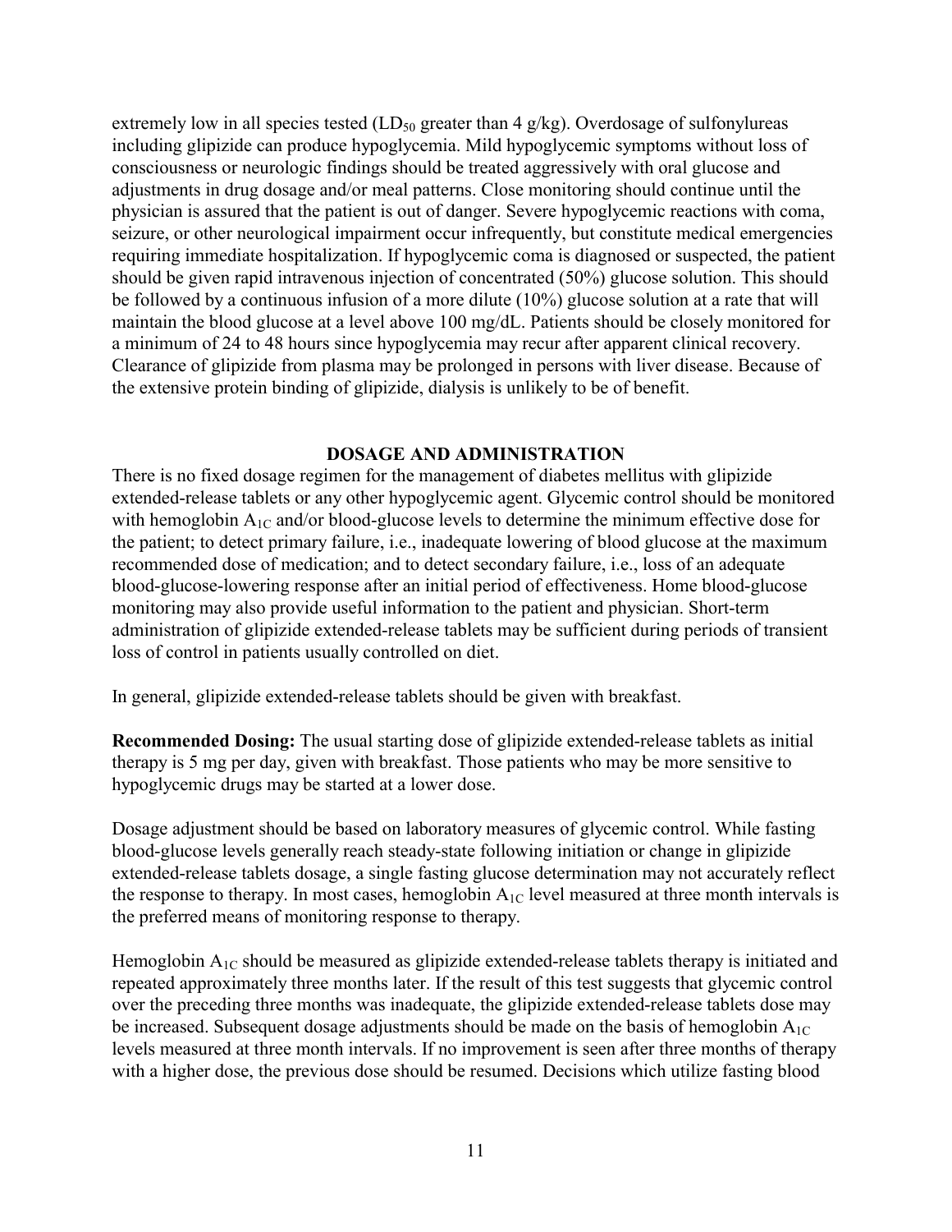extremely low in all species tested ($LD_{50}$ greater than 4 g/kg). Overdosage of sulfonylureas including glipizide can produce hypoglycemia. Mild hypoglycemic symptoms without loss of consciousness or neurologic findings should be treated aggressively with oral glucose and adjustments in drug dosage and/or meal patterns. Close monitoring should continue until the physician is assured that the patient is out of danger. Severe hypoglycemic reactions with coma, seizure, or other neurological impairment occur infrequently, but constitute medical emergencies requiring immediate hospitalization. If hypoglycemic coma is diagnosed or suspected, the patient should be given rapid intravenous injection of concentrated (50%) glucose solution. This should be followed by a continuous infusion of a more dilute (10%) glucose solution at a rate that will maintain the blood glucose at a level above 100 mg/dL. Patients should be closely monitored for a minimum of 24 to 48 hours since hypoglycemia may recur after apparent clinical recovery. Clearance of glipizide from plasma may be prolonged in persons with liver disease. Because of the extensive protein binding of glipizide, dialysis is unlikely to be of benefit.

## DOSAGE AND ADMINISTRATION

There is no fixed dosage regimen for the management of diabetes mellitus with glipizide extended-release tablets or any other hypoglycemic agent. Glycemic control should be monitored with hemoglobin $A_{1C}$ and/or blood-glucose levels to determine the minimum effective dose for the patient; to detect primary failure, i.e., inadequate lowering of blood glucose at the maximum recommended dose of medication; and to detect secondary failure, i.e., loss of an adequate blood-glucose-lowering response after an initial period of effectiveness. Home blood-glucose monitoring may also provide useful information to the patient and physician. Short-term administration of glipizide extended-release tablets may be sufficient during periods of transient loss of control in patients usually controlled on diet.

In general, glipizide extended-release tablets should be given with breakfast.

**Recommended Dosing:** The usual starting dose of glipizide extended-release tablets as initial therapy is 5 mg per day, given with breakfast. Those patients who may be more sensitive to hypoglycemic drugs may be started at a lower dose.

Dosage adjustment should be based on laboratory measures of glycemic control. While fasting blood-glucose levels generally reach steady-state following initiation or change in glipizide extended-release tablets dosage, a single fasting glucose determination may not accurately reflect the response to therapy. In most cases, hemoglobin $A_{1C}$ level measured at three month intervals is the preferred means of monitoring response to therapy.

Hemoglobin $A_{1C}$ should be measured as glipizide extended-release tablets therapy is initiated and repeated approximately three months later. If the result of this test suggests that glycemic control over the preceding three months was inadequate, the glipizide extended-release tablets dose may be increased. Subsequent dosage adjustments should be made on the basis of hemoglobin $A_{1C}$ levels measured at three month intervals. If no improvement is seen after three months of therapy with a higher dose, the previous dose should be resumed. Decisions which utilize fasting blood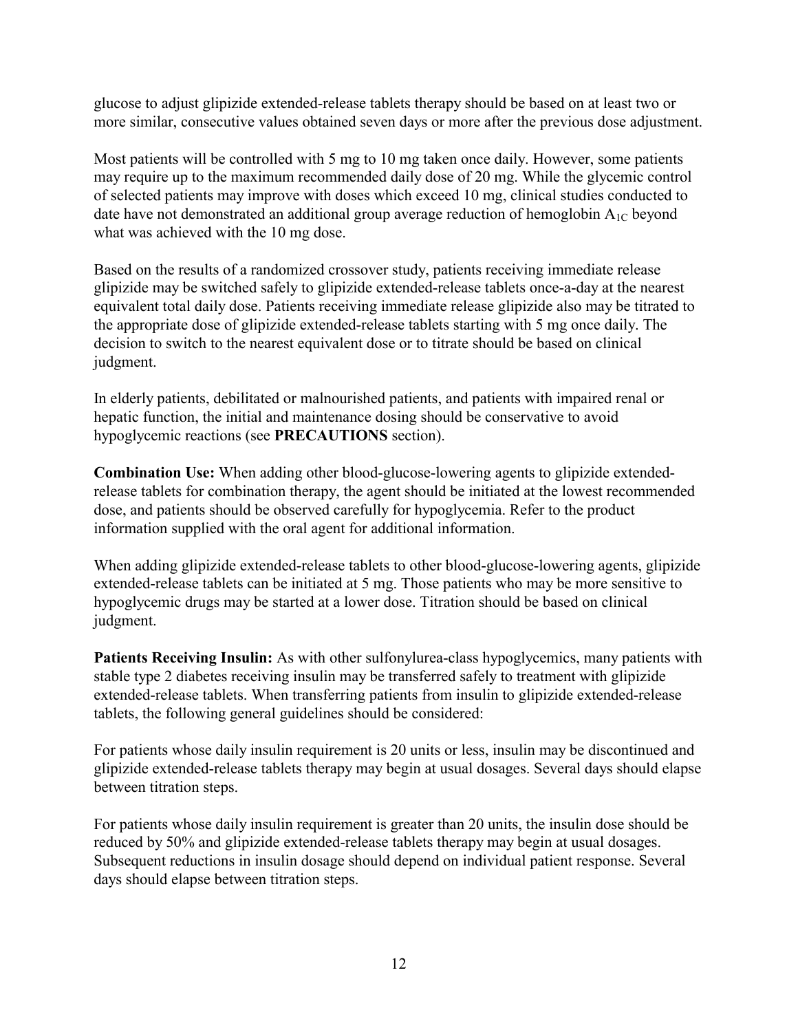glucose to adjust glipizide extended-release tablets therapy should be based on at least two or more similar, consecutive values obtained seven days or more after the previous dose adjustment.

Most patients will be controlled with 5 mg to 10 mg taken once daily. However, some patients may require up to the maximum recommended daily dose of 20 mg. While the glycemic control of selected patients may improve with doses which exceed 10 mg, clinical studies conducted to date have not demonstrated an additional group average reduction of hemoglobin $A_{1C}$ beyond what was achieved with the 10 mg dose.

Based on the results of a randomized crossover study, patients receiving immediate release glipizide may be switched safely to glipizide extended-release tablets once-a-day at the nearest equivalent total daily dose. Patients receiving immediate release glipizide also may be titrated to the appropriate dose of glipizide extended-release tablets starting with 5 mg once daily. The decision to switch to the nearest equivalent dose or to titrate should be based on clinical judgment.

In elderly patients, debilitated or malnourished patients, and patients with impaired renal or hepatic function, the initial and maintenance dosing should be conservative to avoid hypoglycemic reactions (see **PRECAUTIONS** section).

**Combination Use:** When adding other blood-glucose-lowering agents to glipizide extended-release tablets for combination therapy, the agent should be initiated at the lowest recommended dose, and patients should be observed carefully for hypoglycemia. Refer to the product information supplied with the oral agent for additional information.

When adding glipizide extended-release tablets to other blood-glucose-lowering agents, glipizide extended-release tablets can be initiated at 5 mg. Those patients who may be more sensitive to hypoglycemic drugs may be started at a lower dose. Titration should be based on clinical judgment.

**Patients Receiving Insulin:** As with other sulfonylurea-class hypoglycemics, many patients with stable type 2 diabetes receiving insulin may be transferred safely to treatment with glipizide extended-release tablets. When transferring patients from insulin to glipizide extended-release tablets, the following general guidelines should be considered:

For patients whose daily insulin requirement is 20 units or less, insulin may be discontinued and glipizide extended-release tablets therapy may begin at usual dosages. Several days should elapse between titration steps.

For patients whose daily insulin requirement is greater than 20 units, the insulin dose should be reduced by 50% and glipizide extended-release tablets therapy may begin at usual dosages. Subsequent reductions in insulin dosage should depend on individual patient response. Several days should elapse between titration steps.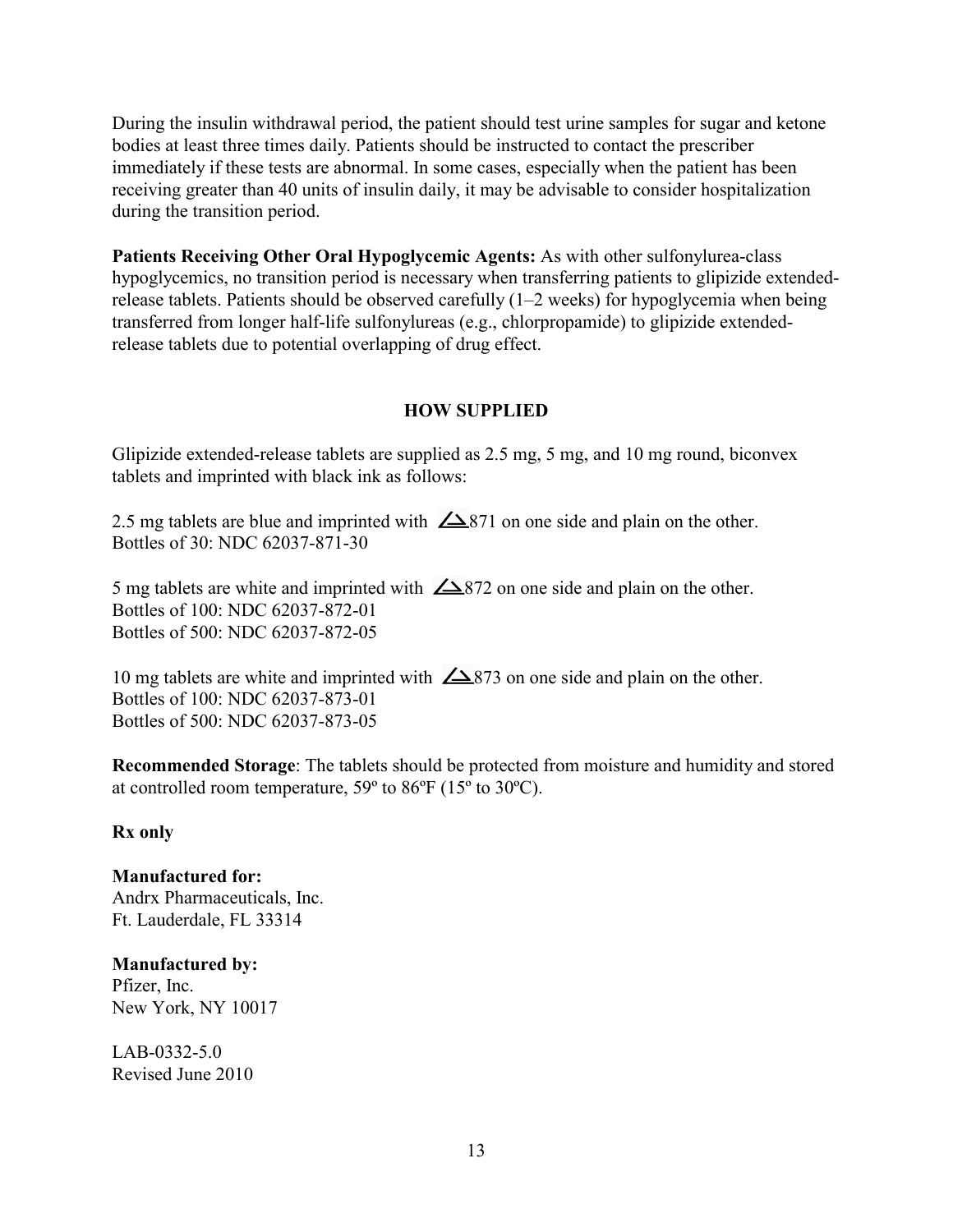During the insulin withdrawal period, the patient should test urine samples for sugar and ketone bodies at least three times daily. Patients should be instructed to contact the prescriber immediately if these tests are abnormal. In some cases, especially when the patient has been receiving greater than 40 units of insulin daily, it may be advisable to consider hospitalization during the transition period.

**Patients Receiving Other Oral Hypoglycemic Agents:** As with other sulfonylurea-class hypoglycemics, no transition period is necessary when transferring patients to glipizide extended-release tablets. Patients should be observed carefully (1–2 weeks) for hypoglycemia when being transferred from longer half-life sulfonylureas (e.g., chlorpropamide) to glipizide extended-release tablets due to potential overlapping of drug effect.

## HOW SUPPLIED

Glipizide extended-release tablets are supplied as 2.5 mg, 5 mg, and 10 mg round, biconvex tablets and imprinted with black ink as follows:

2.5 mg tablets are blue and imprinted with ∠871 on one side and plain on the other.
Bottles of 30: NDC 62037-871-30

5 mg tablets are white and imprinted with ∠872 on one side and plain on the other.
Bottles of 100: NDC 62037-872-01
Bottles of 500: NDC 62037-872-05

10 mg tablets are white and imprinted with ∠873 on one side and plain on the other.
Bottles of 100: NDC 62037-873-01
Bottles of 500: NDC 62037-873-05

**Recommended Storage**: The tablets should be protected from moisture and humidity and stored at controlled room temperature, 59º to 86ºF (15º to 30ºC).

**Rx only**

**Manufactured for:**
Andrx Pharmaceuticals, Inc.
Ft. Lauderdale, FL 33314

**Manufactured by:**
Pfizer, Inc.
New York, NY 10017

LAB-0332-5.0
Revised June 2010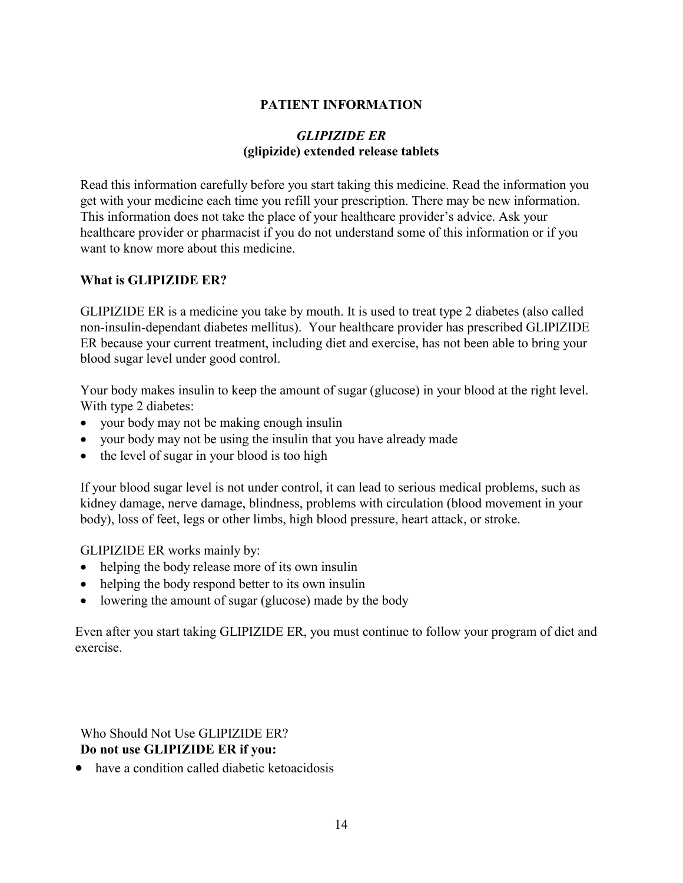**PATIENT INFORMATION**

***GLIPIZIDE ER***
**(glipizide) extended release tablets**

Read this information carefully before you start taking this medicine. Read the information you get with your medicine each time you refill your prescription. There may be new information. This information does not take the place of your healthcare provider's advice. Ask your healthcare provider or pharmacist if you do not understand some of this information or if you want to know more about this medicine.

**What is GLIPIZIDE ER?**

GLIPIZIDE ER is a medicine you take by mouth. It is used to treat type 2 diabetes (also called non-insulin-dependant diabetes mellitus). Your healthcare provider has prescribed GLIPIZIDE ER because your current treatment, including diet and exercise, has not been able to bring your blood sugar level under good control.

Your body makes insulin to keep the amount of sugar (glucose) in your blood at the right level. With type 2 diabetes:

- your body may not be making enough insulin
- your body may not be using the insulin that you have already made
- the level of sugar in your blood is too high

If your blood sugar level is not under control, it can lead to serious medical problems, such as kidney damage, nerve damage, blindness, problems with circulation (blood movement in your body), loss of feet, legs or other limbs, high blood pressure, heart attack, or stroke.

GLIPIZIDE ER works mainly by:

- helping the body release more of its own insulin
- helping the body respond better to its own insulin
- lowering the amount of sugar (glucose) made by the body

Even after you start taking GLIPIZIDE ER, you must continue to follow your program of diet and exercise.

Who Should Not Use GLIPIZIDE ER?
**Do not use GLIPIZIDE ER if you:**

- have a condition called diabetic ketoacidosis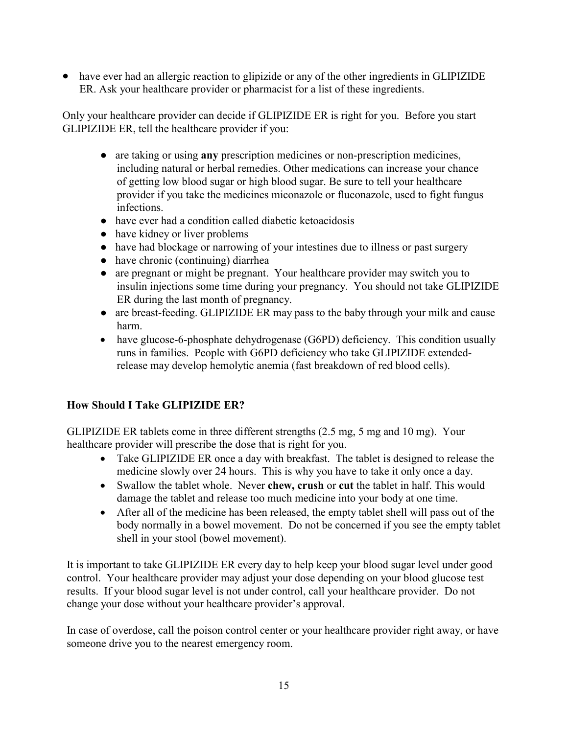- have ever had an allergic reaction to glipizide or any of the other ingredients in GLIPIZIDE ER. Ask your healthcare provider or pharmacist for a list of these ingredients.

Only your healthcare provider can decide if GLIPIZIDE ER is right for you. Before you start GLIPIZIDE ER, tell the healthcare provider if you:

- are taking or using **any** prescription medicines or non-prescription medicines, including natural or herbal remedies. Other medications can increase your chance of getting low blood sugar or high blood sugar. Be sure to tell your healthcare provider if you take the medicines miconazole or fluconazole, used to fight fungus infections.
- have ever had a condition called diabetic ketoacidosis
- have kidney or liver problems
- have had blockage or narrowing of your intestines due to illness or past surgery
- have chronic (continuing) diarrhea
- are pregnant or might be pregnant. Your healthcare provider may switch you to insulin injections some time during your pregnancy. You should not take GLIPIZIDE ER during the last month of pregnancy.
- are breast-feeding. GLIPIZIDE ER may pass to the baby through your milk and cause harm.
- have glucose-6-phosphate dehydrogenase (G6PD) deficiency. This condition usually runs in families. People with G6PD deficiency who take GLIPIZIDE extended-release may develop hemolytic anemia (fast breakdown of red blood cells).

## How Should I Take GLIPIZIDE ER?

GLIPIZIDE ER tablets come in three different strengths (2.5 mg, 5 mg and 10 mg). Your healthcare provider will prescribe the dose that is right for you.

- Take GLIPIZIDE ER once a day with breakfast. The tablet is designed to release the medicine slowly over 24 hours. This is why you have to take it only once a day.
- Swallow the tablet whole. Never **chew, crush** or **cut** the tablet in half. This would damage the tablet and release too much medicine into your body at one time.
- After all of the medicine has been released, the empty tablet shell will pass out of the body normally in a bowel movement. Do not be concerned if you see the empty tablet shell in your stool (bowel movement).

It is important to take GLIPIZIDE ER every day to help keep your blood sugar level under good control. Your healthcare provider may adjust your dose depending on your blood glucose test results. If your blood sugar level is not under control, call your healthcare provider. Do not change your dose without your healthcare provider's approval.

In case of overdose, call the poison control center or your healthcare provider right away, or have someone drive you to the nearest emergency room.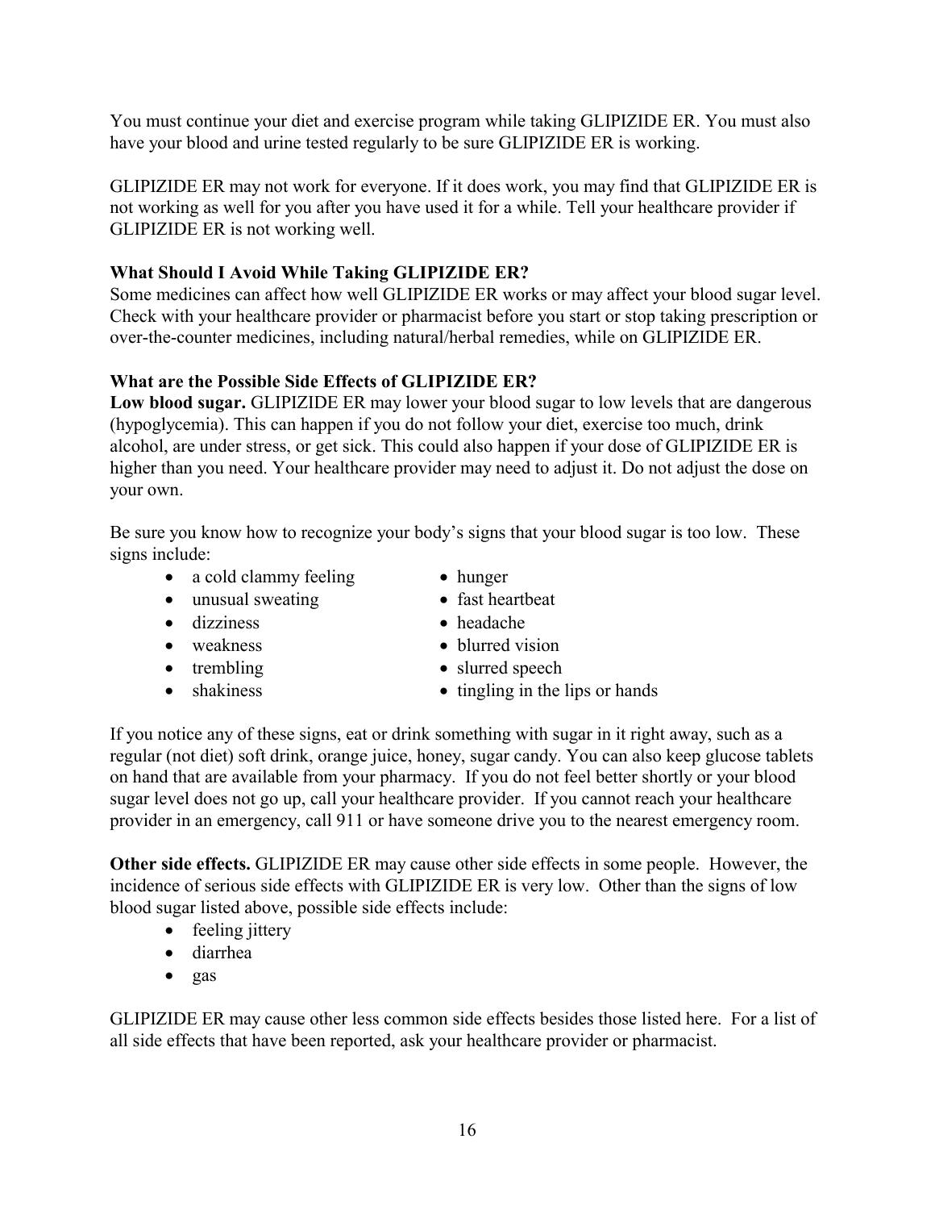You must continue your diet and exercise program while taking GLIPIZIDE ER. You must also have your blood and urine tested regularly to be sure GLIPIZIDE ER is working.

GLIPIZIDE ER may not work for everyone. If it does work, you may find that GLIPIZIDE ER is not working as well for you after you have used it for a while. Tell your healthcare provider if GLIPIZIDE ER is not working well.

**What Should I Avoid While Taking GLIPIZIDE ER?**

Some medicines can affect how well GLIPIZIDE ER works or may affect your blood sugar level. Check with your healthcare provider or pharmacist before you start or stop taking prescription or over-the-counter medicines, including natural/herbal remedies, while on GLIPIZIDE ER.

**What are the Possible Side Effects of GLIPIZIDE ER?**

**Low blood sugar.** GLIPIZIDE ER may lower your blood sugar to low levels that are dangerous (hypoglycemia). This can happen if you do not follow your diet, exercise too much, drink alcohol, are under stress, or get sick. This could also happen if your dose of GLIPIZIDE ER is higher than you need. Your healthcare provider may need to adjust it. Do not adjust the dose on your own.

Be sure you know how to recognize your body's signs that your blood sugar is too low. These signs include:

- a cold clammy feeling
- unusual sweating
- dizziness
- weakness
- trembling
- shakiness
- hunger
- fast heartbeat
- headache
- blurred vision
- slurred speech
- tingling in the lips or hands

If you notice any of these signs, eat or drink something with sugar in it right away, such as a regular (not diet) soft drink, orange juice, honey, sugar candy. You can also keep glucose tablets on hand that are available from your pharmacy. If you do not feel better shortly or your blood sugar level does not go up, call your healthcare provider. If you cannot reach your healthcare provider in an emergency, call 911 or have someone drive you to the nearest emergency room.

**Other side effects.** GLIPIZIDE ER may cause other side effects in some people. However, the incidence of serious side effects with GLIPIZIDE ER is very low. Other than the signs of low blood sugar listed above, possible side effects include:

- feeling jittery
- diarrhea
- gas

GLIPIZIDE ER may cause other less common side effects besides those listed here. For a list of all side effects that have been reported, ask your healthcare provider or pharmacist.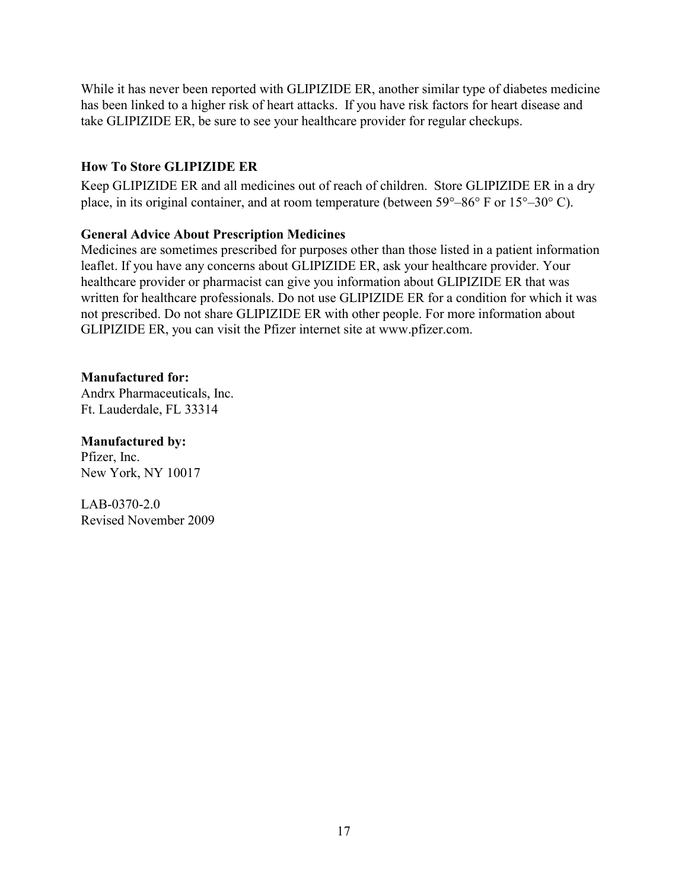While it has never been reported with GLIPIZIDE ER, another similar type of diabetes medicine has been linked to a higher risk of heart attacks. If you have risk factors for heart disease and take GLIPIZIDE ER, be sure to see your healthcare provider for regular checkups.

### How To Store GLIPIZIDE ER

Keep GLIPIZIDE ER and all medicines out of reach of children. Store GLIPIZIDE ER in a dry place, in its original container, and at room temperature (between 59°–86° F or 15°–30° C).

### General Advice About Prescription Medicines

Medicines are sometimes prescribed for purposes other than those listed in a patient information leaflet. If you have any concerns about GLIPIZIDE ER, ask your healthcare provider. Your healthcare provider or pharmacist can give you information about GLIPIZIDE ER that was written for healthcare professionals. Do not use GLIPIZIDE ER for a condition for which it was not prescribed. Do not share GLIPIZIDE ER with other people. For more information about GLIPIZIDE ER, you can visit the Pfizer internet site at www.pfizer.com.

**Manufactured for:**
Andrx Pharmaceuticals, Inc.
Ft. Lauderdale, FL 33314

**Manufactured by:**
Pfizer, Inc.
New York, NY 10017

LAB-0370-2.0
Revised November 2009